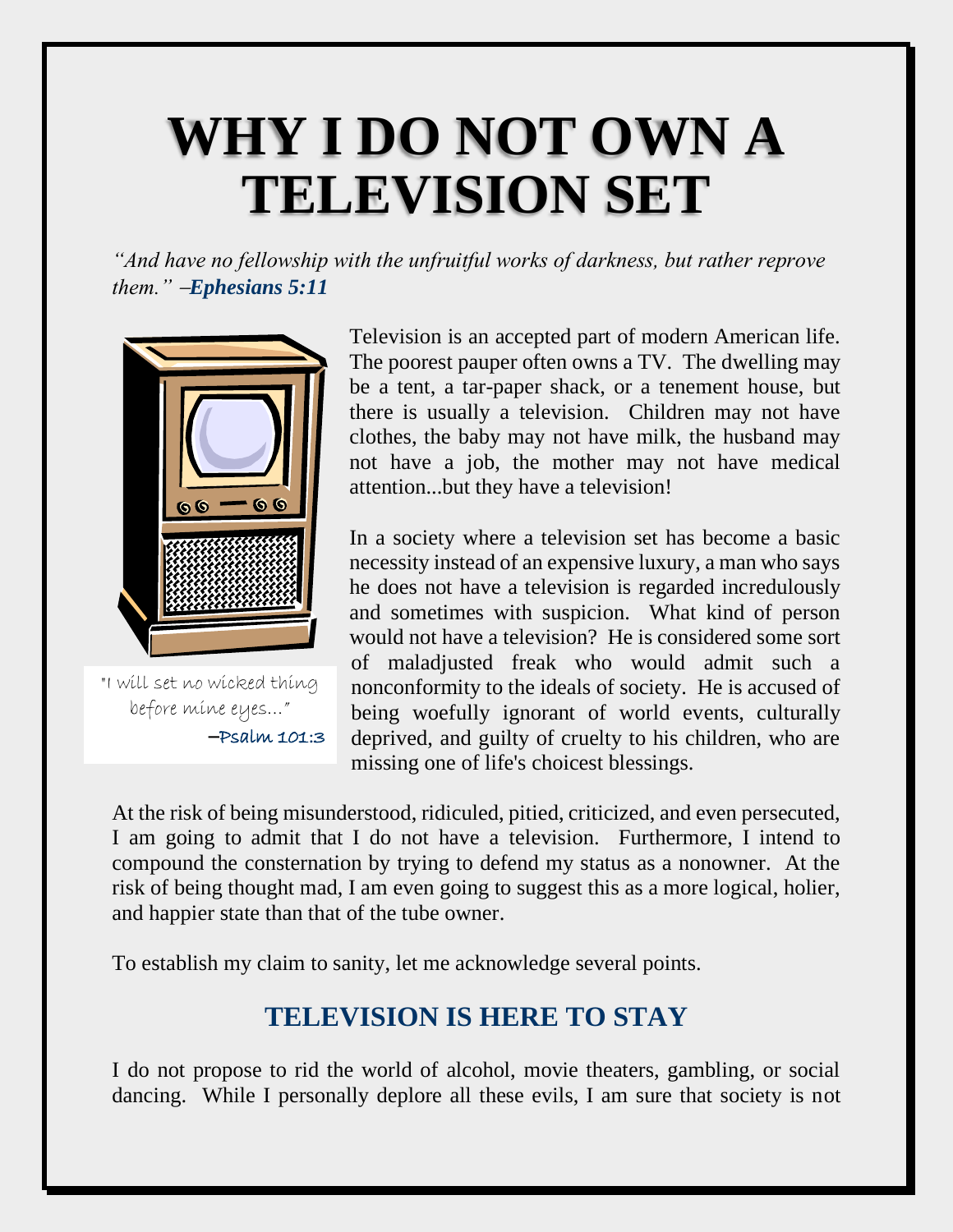# WHY I DO NOT OWN A TELEVISION SET

*"And have no fellowship with the unfruitful works of darkness, but rather reprove them." –**Ephesians 5:11***

"I will set no wicked thing before mine eyes..."
–Psalm 101:3

Television is an accepted part of modern American life. The poorest pauper often owns a TV. The dwelling may be a tent, a tar-paper shack, or a tenement house, but there is usually a television. Children may not have clothes, the baby may not have milk, the husband may not have a job, the mother may not have medical attention...but they have a television!

In a society where a television set has become a basic necessity instead of an expensive luxury, a man who says he does not have a television is regarded incredulously and sometimes with suspicion. What kind of person would not have a television? He is considered some sort of maladjusted freak who would admit such a nonconformity to the ideals of society. He is accused of being woefully ignorant of world events, culturally deprived, and guilty of cruelty to his children, who are missing one of life's choicest blessings.

At the risk of being misunderstood, ridiculed, pitied, criticized, and even persecuted, I am going to admit that I do not have a television. Furthermore, I intend to compound the consternation by trying to defend my status as a nonowner. At the risk of being thought mad, I am even going to suggest this as a more logical, holier, and happier state than that of the tube owner.

To establish my claim to sanity, let me acknowledge several points.

## TELEVISION IS HERE TO STAY

I do not propose to rid the world of alcohol, movie theaters, gambling, or social dancing. While I personally deplore all these evils, I am sure that society is not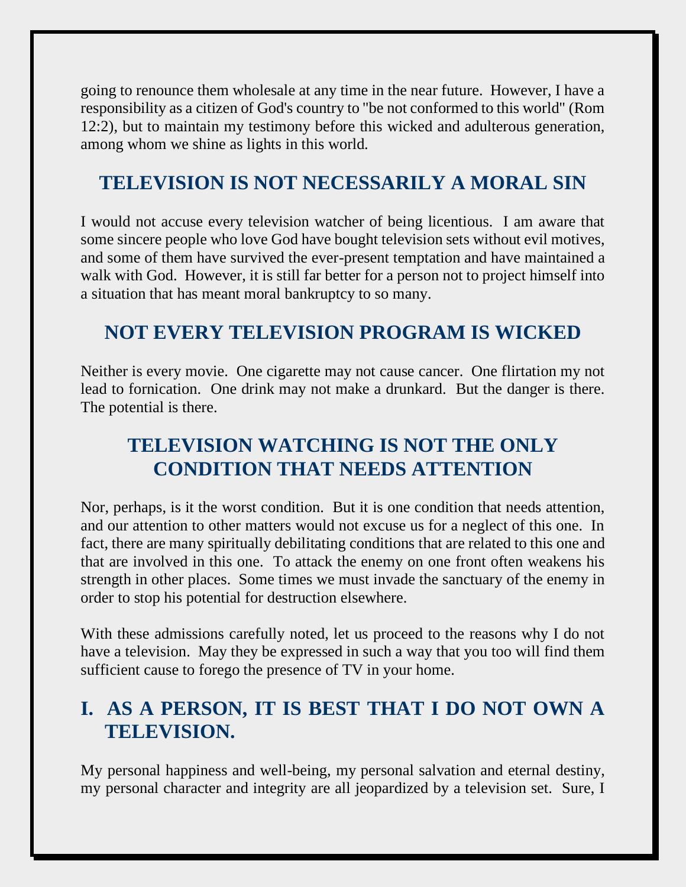going to renounce them wholesale at any time in the near future. However, I have a responsibility as a citizen of God's country to "be not conformed to this world" (Rom 12:2), but to maintain my testimony before this wicked and adulterous generation, among whom we shine as lights in this world.

## TELEVISION IS NOT NECESSARILY A MORAL SIN

I would not accuse every television watcher of being licentious. I am aware that some sincere people who love God have bought television sets without evil motives, and some of them have survived the ever-present temptation and have maintained a walk with God. However, it is still far better for a person not to project himself into a situation that has meant moral bankruptcy to so many.

## NOT EVERY TELEVISION PROGRAM IS WICKED

Neither is every movie. One cigarette may not cause cancer. One flirtation my not lead to fornication. One drink may not make a drunkard. But the danger is there. The potential is there.

## TELEVISION WATCHING IS NOT THE ONLY CONDITION THAT NEEDS ATTENTION

Nor, perhaps, is it the worst condition. But it is one condition that needs attention, and our attention to other matters would not excuse us for a neglect of this one. In fact, there are many spiritually debilitating conditions that are related to this one and that are involved in this one. To attack the enemy on one front often weakens his strength in other places. Some times we must invade the sanctuary of the enemy in order to stop his potential for destruction elsewhere.

With these admissions carefully noted, let us proceed to the reasons why I do not have a television. May they be expressed in such a way that you too will find them sufficient cause to forego the presence of TV in your home.

## I. AS A PERSON, IT IS BEST THAT I DO NOT OWN A TELEVISION.

My personal happiness and well-being, my personal salvation and eternal destiny, my personal character and integrity are all jeopardized by a television set. Sure, I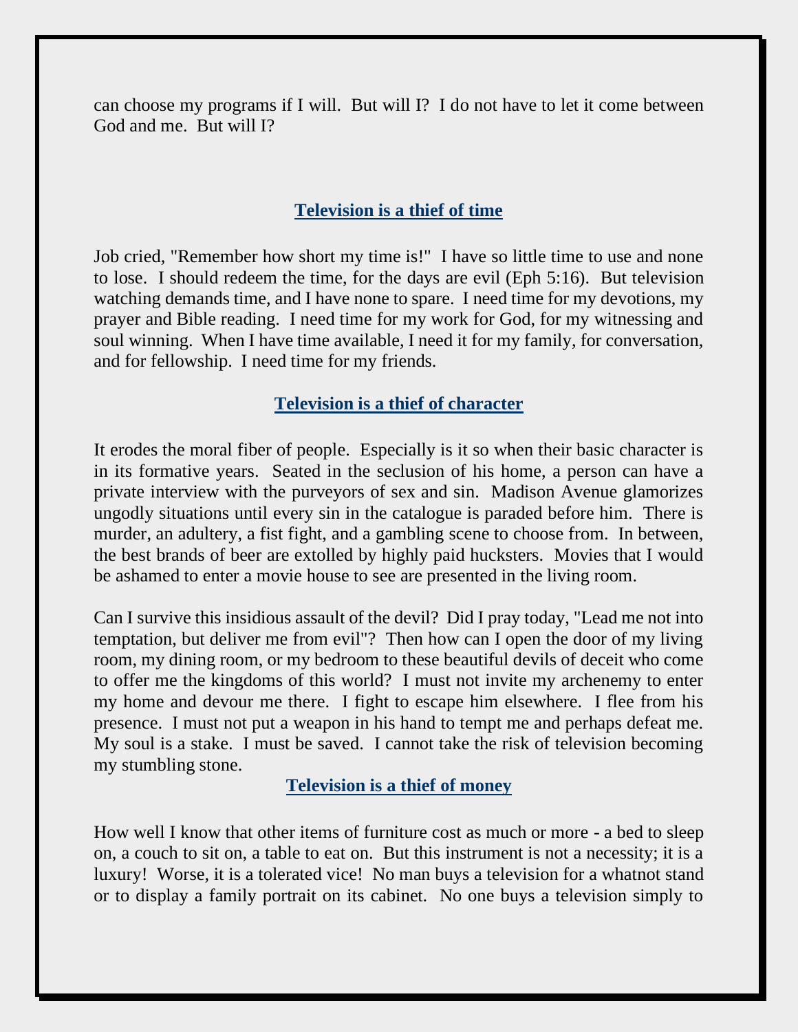can choose my programs if I will. But will I? I do not have to let it come between God and me. But will I?

## **Television is a thief of time**

Job cried, "Remember how short my time is!" I have so little time to use and none to lose. I should redeem the time, for the days are evil (Eph 5:16). But television watching demands time, and I have none to spare. I need time for my devotions, my prayer and Bible reading. I need time for my work for God, for my witnessing and soul winning. When I have time available, I need it for my family, for conversation, and for fellowship. I need time for my friends.

## **Television is a thief of character**

It erodes the moral fiber of people. Especially is it so when their basic character is in its formative years. Seated in the seclusion of his home, a person can have a private interview with the purveyors of sex and sin. Madison Avenue glamorizes ungodly situations until every sin in the catalogue is paraded before him. There is murder, an adultery, a fist fight, and a gambling scene to choose from. In between, the best brands of beer are extolled by highly paid hucksters. Movies that I would be ashamed to enter a movie house to see are presented in the living room.

Can I survive this insidious assault of the devil? Did I pray today, "Lead me not into temptation, but deliver me from evil"? Then how can I open the door of my living room, my dining room, or my bedroom to these beautiful devils of deceit who come to offer me the kingdoms of this world? I must not invite my archenemy to enter my home and devour me there. I fight to escape him elsewhere. I flee from his presence. I must not put a weapon in his hand to tempt me and perhaps defeat me. My soul is a stake. I must be saved. I cannot take the risk of television becoming my stumbling stone.

## **Television is a thief of money**

How well I know that other items of furniture cost as much or more - a bed to sleep on, a couch to sit on, a table to eat on. But this instrument is not a necessity; it is a luxury! Worse, it is a tolerated vice! No man buys a television for a whatnot stand or to display a family portrait on its cabinet. No one buys a television simply to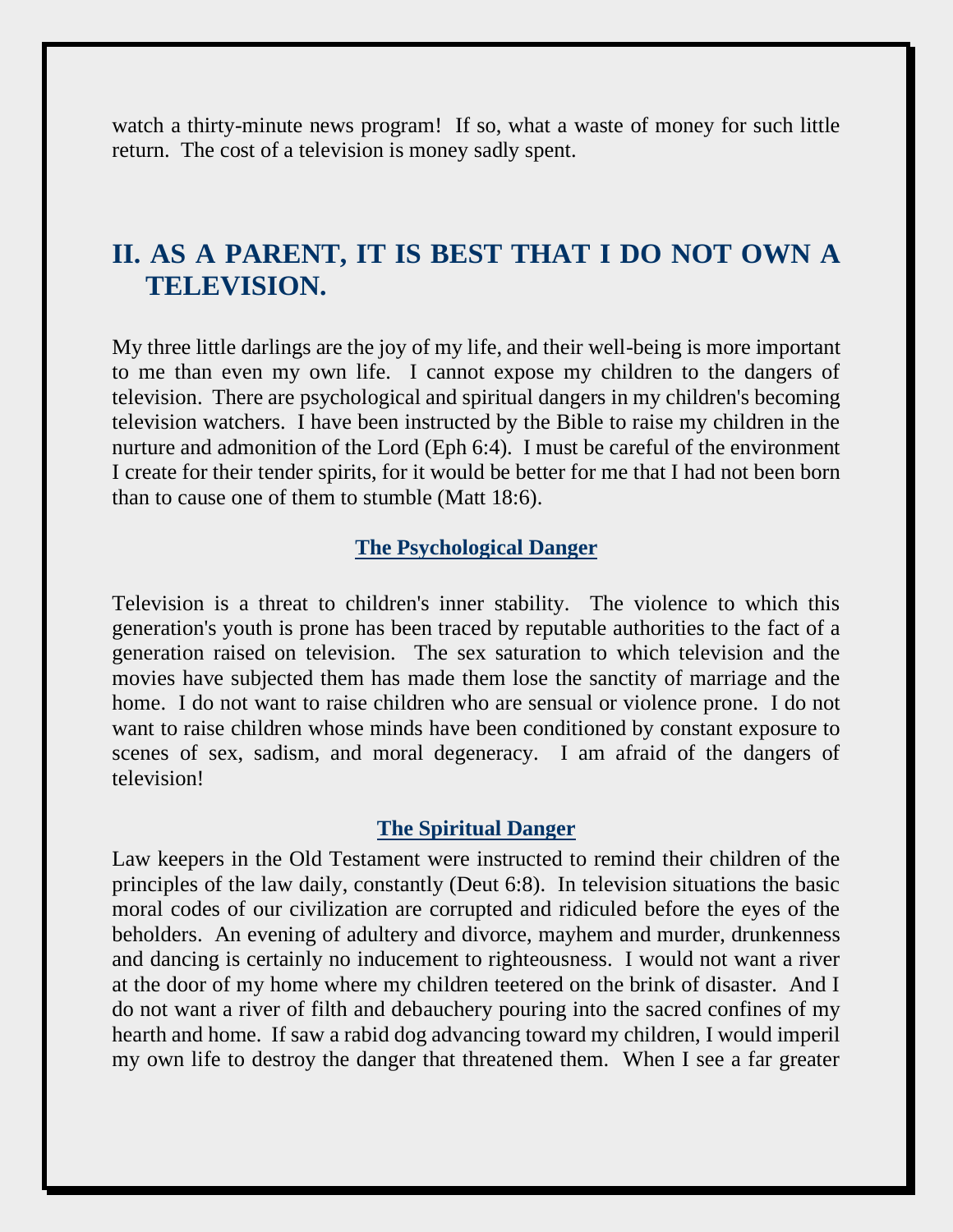watch a thirty-minute news program! If so, what a waste of money for such little return. The cost of a television is money sadly spent.

## II. AS A PARENT, IT IS BEST THAT I DO NOT OWN A TELEVISION.

My three little darlings are the joy of my life, and their well-being is more important to me than even my own life. I cannot expose my children to the dangers of television. There are psychological and spiritual dangers in my children's becoming television watchers. I have been instructed by the Bible to raise my children in the nurture and admonition of the Lord (Eph 6:4). I must be careful of the environment I create for their tender spirits, for it would be better for me that I had not been born than to cause one of them to stumble (Matt 18:6).

### The Psychological Danger

Television is a threat to children's inner stability. The violence to which this generation's youth is prone has been traced by reputable authorities to the fact of a generation raised on television. The sex saturation to which television and the movies have subjected them has made them lose the sanctity of marriage and the home. I do not want to raise children who are sensual or violence prone. I do not want to raise children whose minds have been conditioned by constant exposure to scenes of sex, sadism, and moral degeneracy. I am afraid of the dangers of television!

### The Spiritual Danger

Law keepers in the Old Testament were instructed to remind their children of the principles of the law daily, constantly (Deut 6:8). In television situations the basic moral codes of our civilization are corrupted and ridiculed before the eyes of the beholders. An evening of adultery and divorce, mayhem and murder, drunkenness and dancing is certainly no inducement to righteousness. I would not want a river at the door of my home where my children teetered on the brink of disaster. And I do not want a river of filth and debauchery pouring into the sacred confines of my hearth and home. If saw a rabid dog advancing toward my children, I would imperil my own life to destroy the danger that threatened them. When I see a far greater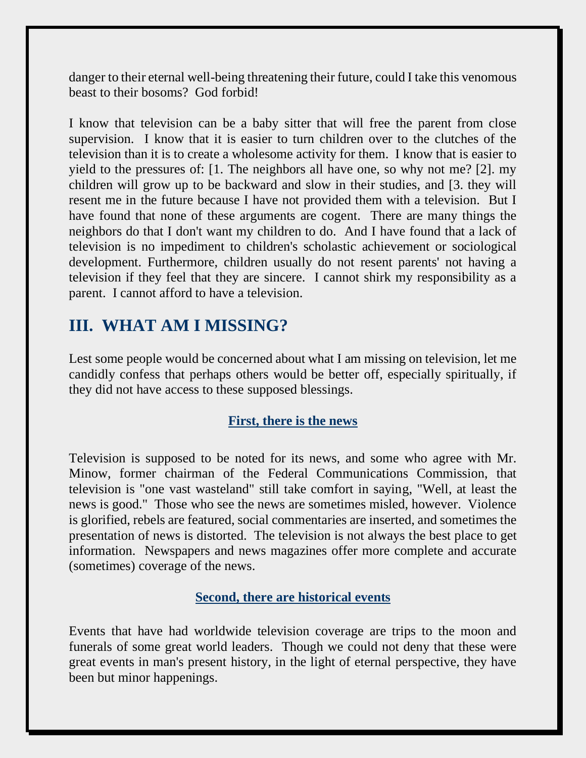danger to their eternal well-being threatening their future, could I take this venomous beast to their bosoms? God forbid!

I know that television can be a baby sitter that will free the parent from close supervision. I know that it is easier to turn children over to the clutches of the television than it is to create a wholesome activity for them. I know that is easier to yield to the pressures of: [1. The neighbors all have one, so why not me? [2]. my children will grow up to be backward and slow in their studies, and [3. they will resent me in the future because I have not provided them with a television. But I have found that none of these arguments are cogent. There are many things the neighbors do that I don't want my children to do. And I have found that a lack of television is no impediment to children's scholastic achievement or sociological development. Furthermore, children usually do not resent parents' not having a television if they feel that they are sincere. I cannot shirk my responsibility as a parent. I cannot afford to have a television.

## III. WHAT AM I MISSING?

Lest some people would be concerned about what I am missing on television, let me candidly confess that perhaps others would be better off, especially spiritually, if they did not have access to these supposed blessings.

### First, there is the news

Television is supposed to be noted for its news, and some who agree with Mr. Minow, former chairman of the Federal Communications Commission, that television is "one vast wasteland" still take comfort in saying, "Well, at least the news is good." Those who see the news are sometimes misled, however. Violence is glorified, rebels are featured, social commentaries are inserted, and sometimes the presentation of news is distorted. The television is not always the best place to get information. Newspapers and news magazines offer more complete and accurate (sometimes) coverage of the news.

### Second, there are historical events

Events that have had worldwide television coverage are trips to the moon and funerals of some great world leaders. Though we could not deny that these were great events in man's present history, in the light of eternal perspective, they have been but minor happenings.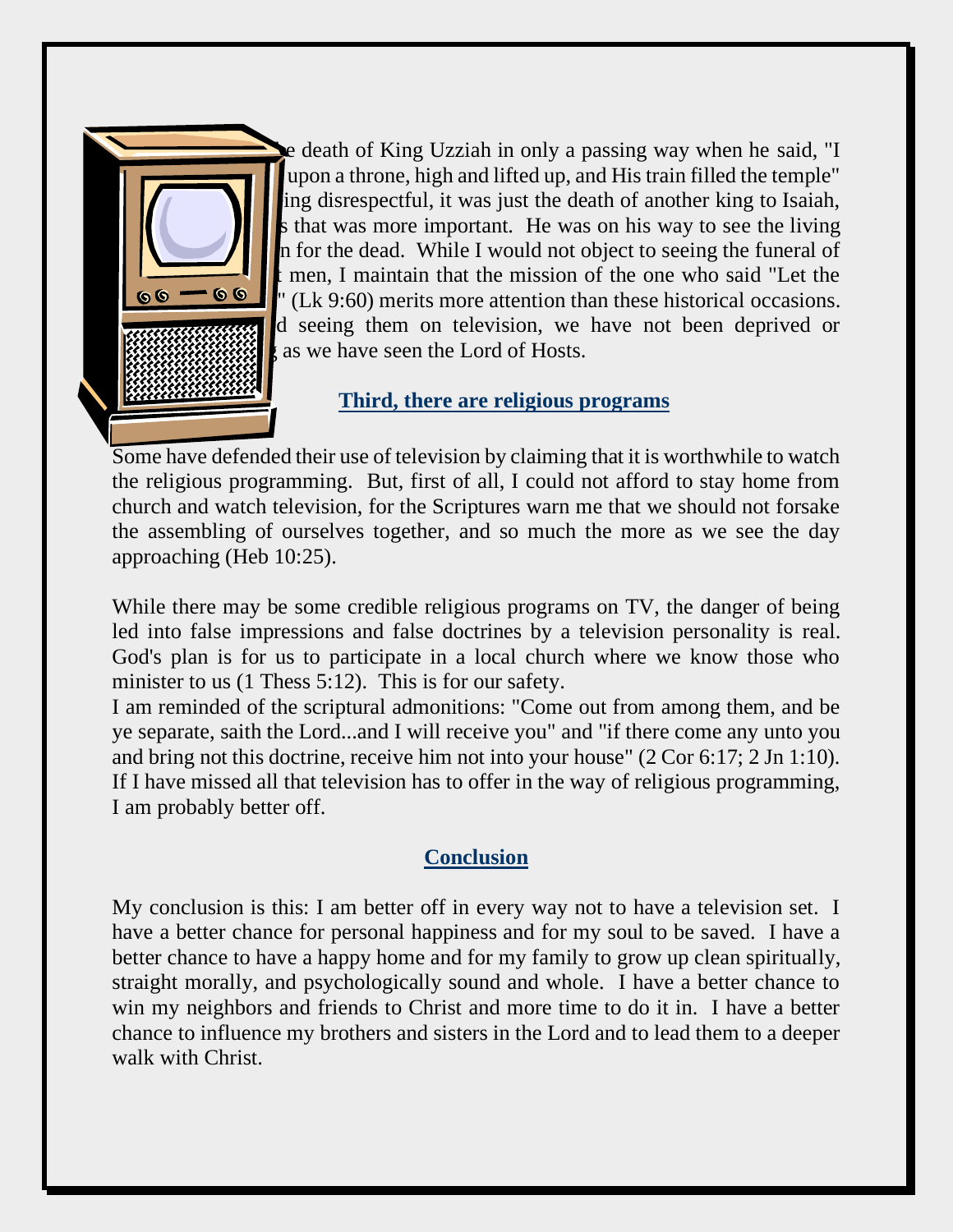e death of King Uzziah in only a passing way when he said, "I upon a throne, high and lifted up, and His train filled the temple" ing disrespectful, it was just the death of another king to Isaiah, s that was more important. He was on his way to see the living n for the dead. While I would not object to seeing the funeral of t men, I maintain that the mission of the one who said "Let the " (Lk 9:60) merits more attention than these historical occasions. d seeing them on television, we have not been deprived or g as we have seen the Lord of Hosts.

## Third, there are religious programs

Some have defended their use of television by claiming that it is worthwhile to watch the religious programming. But, first of all, I could not afford to stay home from church and watch television, for the Scriptures warn me that we should not forsake the assembling of ourselves together, and so much the more as we see the day approaching (Heb 10:25).

While there may be some credible religious programs on TV, the danger of being led into false impressions and false doctrines by a television personality is real. God's plan is for us to participate in a local church where we know those who minister to us (1 Thess 5:12). This is for our safety.

I am reminded of the scriptural admonitions: "Come out from among them, and be ye separate, saith the Lord...and I will receive you" and "if there come any unto you and bring not this doctrine, receive him not into your house" (2 Cor 6:17; 2 Jn 1:10). If I have missed all that television has to offer in the way of religious programming, I am probably better off.

## Conclusion

My conclusion is this: I am better off in every way not to have a television set. I have a better chance for personal happiness and for my soul to be saved. I have a better chance to have a happy home and for my family to grow up clean spiritually, straight morally, and psychologically sound and whole. I have a better chance to win my neighbors and friends to Christ and more time to do it in. I have a better chance to influence my brothers and sisters in the Lord and to lead them to a deeper walk with Christ.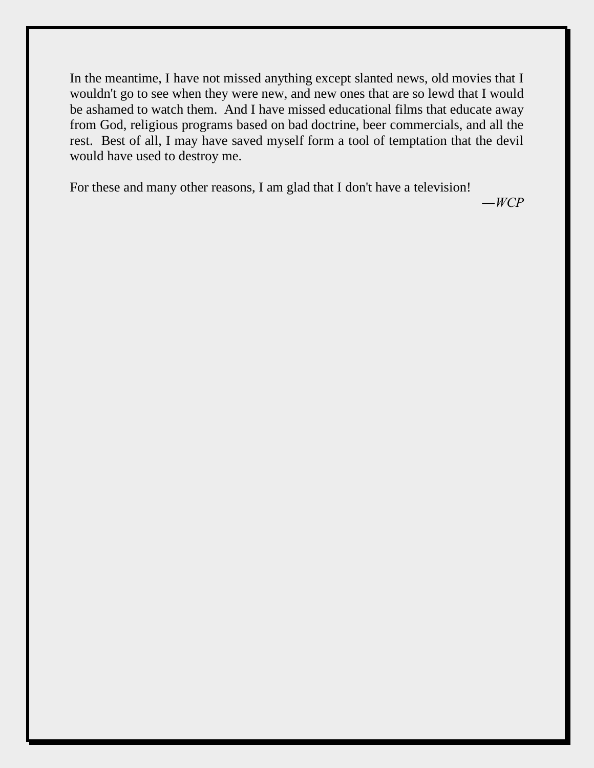In the meantime, I have not missed anything except slanted news, old movies that I wouldn't go to see when they were new, and new ones that are so lewd that I would be ashamed to watch them. And I have missed educational films that educate away from God, religious programs based on bad doctrine, beer commercials, and all the rest. Best of all, I may have saved myself form a tool of temptation that the devil would have used to destroy me.

For these and many other reasons, I am glad that I don't have a television!

—*WCP*